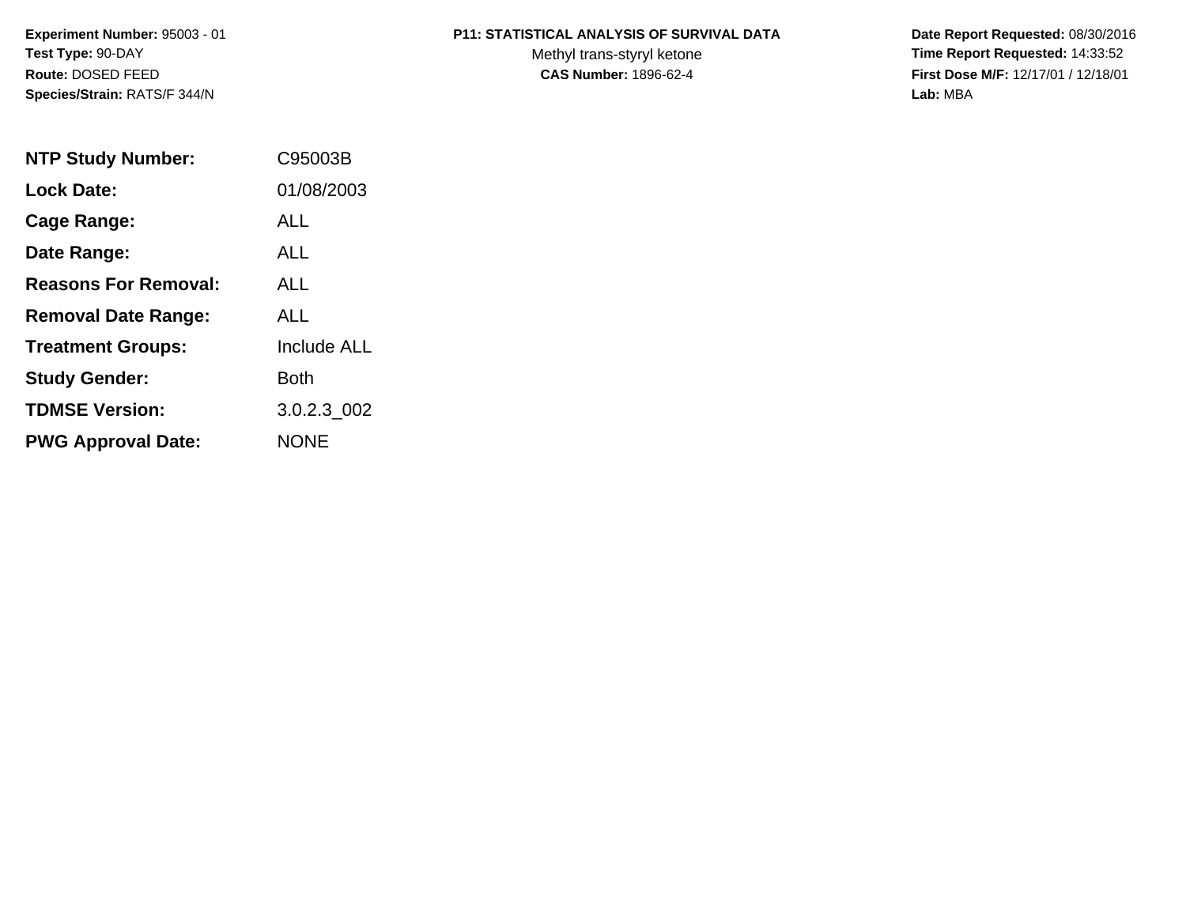**Experiment Number:** 95003 - 01
**Test Type:** 90-DAY
**Route:** DOSED FEED
**Species/Strain:** RATS/F 344/N

**P11: STATISTICAL ANALYSIS OF SURVIVAL DATA**
Methyl trans-styryl ketone
**CAS Number:** 1896-62-4

**Date Report Requested:** 08/30/2016
**Time Report Requested:** 14:33:52
**First Dose M/F:** 12/17/01 / 12/18/01
**Lab:** MBA

| | |
|---|---|
| **NTP Study Number:** | C95003B |
| **Lock Date:** | 01/08/2003 |
| **Cage Range:** | ALL |
| **Date Range:** | ALL |
| **Reasons For Removal:** | ALL |
| **Removal Date Range:** | ALL |
| **Treatment Groups:** | Include ALL |
| **Study Gender:** | Both |
| **TDMSE Version:** | 3.0.2.3_002 |
| **PWG Approval Date:** | NONE |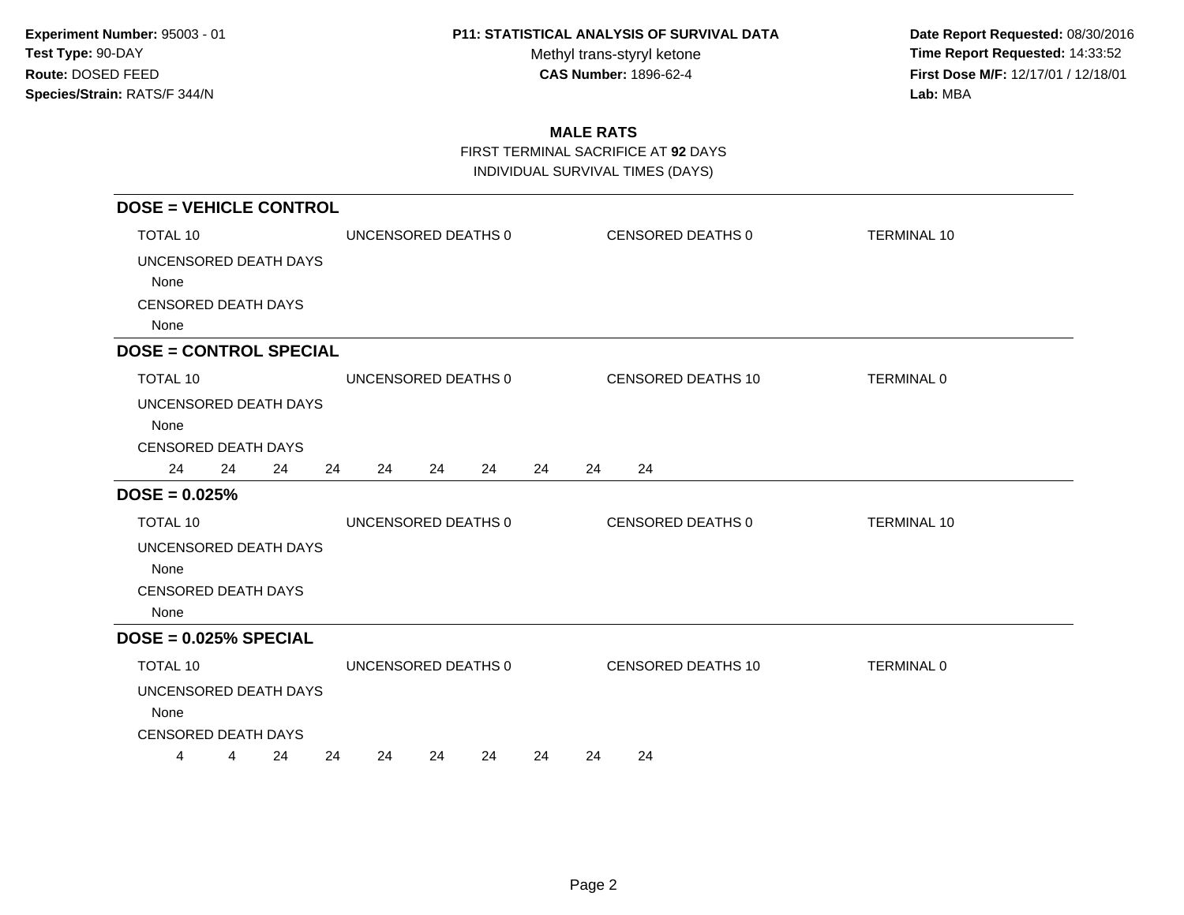**Experiment Number:** 95003 - 01
**Test Type:** 90-DAY
**Route:** DOSED FEED
**Species/Strain:** RATS/F 344/N

**P11: STATISTICAL ANALYSIS OF SURVIVAL DATA**
Methyl trans-styryl ketone
**CAS Number:** 1896-62-4

**Date Report Requested:** 08/30/2016
**Time Report Requested:** 14:33:52
**First Dose M/F:** 12/17/01 / 12/18/01
**Lab:** MBA

## MALE RATS

FIRST TERMINAL SACRIFICE AT **92** DAYS
INDIVIDUAL SURVIVAL TIMES (DAYS)

### DOSE = VEHICLE CONTROL

TOTAL 10 | UNCENSORED DEATHS 0 | CENSORED DEATHS 0 | TERMINAL 10

UNCENSORED DEATH DAYS
None

CENSORED DEATH DAYS
None

### DOSE = CONTROL SPECIAL

TOTAL 10 | UNCENSORED DEATHS 0 | CENSORED DEATHS 10 | TERMINAL 0

UNCENSORED DEATH DAYS
None

CENSORED DEATH DAYS
24 24 24 24 24 24 24 24 24 24

### DOSE = 0.025%

TOTAL 10 | UNCENSORED DEATHS 0 | CENSORED DEATHS 0 | TERMINAL 10

UNCENSORED DEATH DAYS
None

CENSORED DEATH DAYS
None

### DOSE = 0.025% SPECIAL

TOTAL 10 | UNCENSORED DEATHS 0 | CENSORED DEATHS 10 | TERMINAL 0

UNCENSORED DEATH DAYS
None

CENSORED DEATH DAYS
4 4 24 24 24 24 24 24 24 24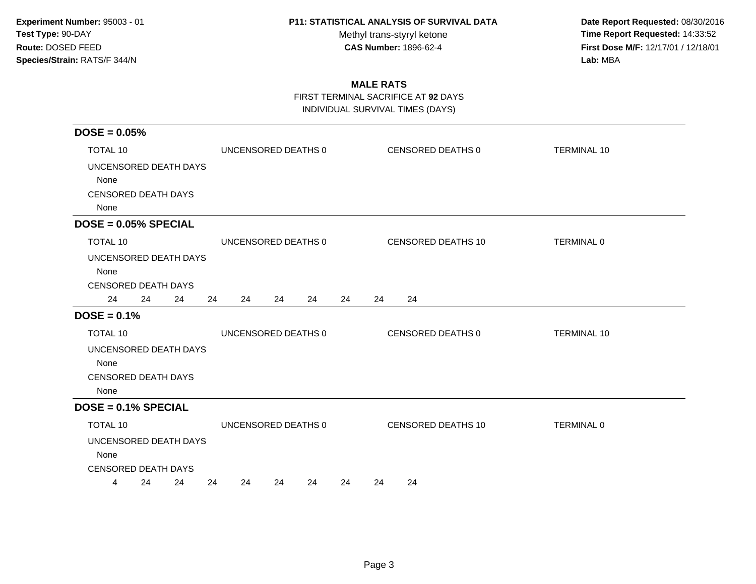**Experiment Number:** 95003 - 01
**Test Type:** 90-DAY
**Route:** DOSED FEED
**Species/Strain:** RATS/F 344/N

**P11: STATISTICAL ANALYSIS OF SURVIVAL DATA**
Methyl trans-styryl ketone
**CAS Number:** 1896-62-4

**Date Report Requested:** 08/30/2016
**Time Report Requested:** 14:33:52
**First Dose M/F:** 12/17/01 / 12/18/01
**Lab:** MBA

## MALE RATS

FIRST TERMINAL SACRIFICE AT **92** DAYS
INDIVIDUAL SURVIVAL TIMES (DAYS)

### DOSE = 0.05%

TOTAL 10 | UNCENSORED DEATHS 0 | CENSORED DEATHS 0 | TERMINAL 10

UNCENSORED DEATH DAYS
None

CENSORED DEATH DAYS
None

### DOSE = 0.05% SPECIAL

TOTAL 10 | UNCENSORED DEATHS 0 | CENSORED DEATHS 10 | TERMINAL 0

UNCENSORED DEATH DAYS
None

CENSORED DEATH DAYS
24 24 24 24 24 24 24 24 24 24

### DOSE = 0.1%

TOTAL 10 | UNCENSORED DEATHS 0 | CENSORED DEATHS 0 | TERMINAL 10

UNCENSORED DEATH DAYS
None

CENSORED DEATH DAYS
None

### DOSE = 0.1% SPECIAL

TOTAL 10 | UNCENSORED DEATHS 0 | CENSORED DEATHS 10 | TERMINAL 0

UNCENSORED DEATH DAYS
None

CENSORED DEATH DAYS
4 24 24 24 24 24 24 24 24 24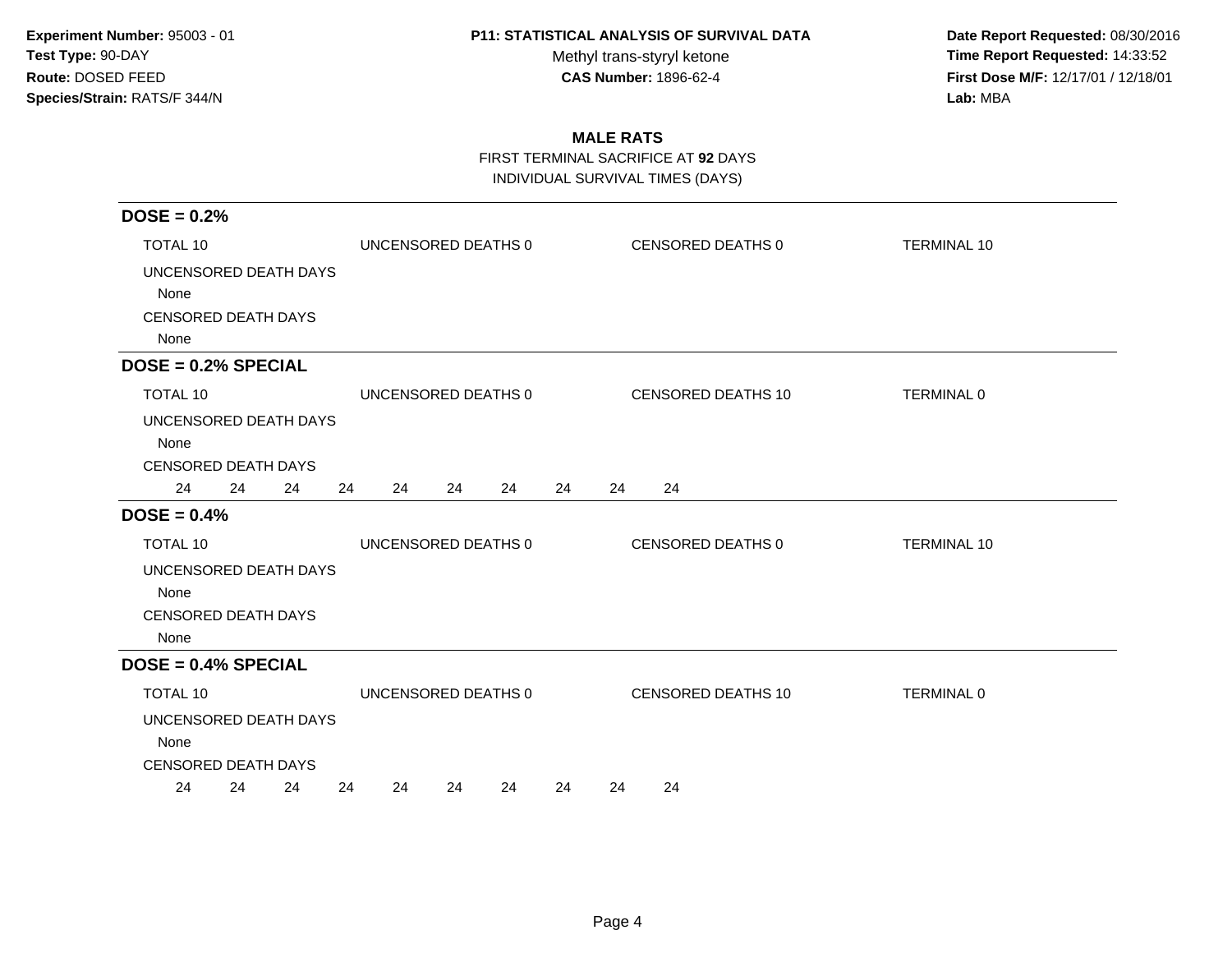**Experiment Number:** 95003 - 01
**Test Type:** 90-DAY
**Route:** DOSED FEED
**Species/Strain:** RATS/F 344/N

**P11: STATISTICAL ANALYSIS OF SURVIVAL DATA**
Methyl trans-styryl ketone
**CAS Number:** 1896-62-4

**Date Report Requested:** 08/30/2016
**Time Report Requested:** 14:33:52
**First Dose M/F:** 12/17/01 / 12/18/01
**Lab:** MBA

## MALE RATS

FIRST TERMINAL SACRIFICE AT **92** DAYS
INDIVIDUAL SURVIVAL TIMES (DAYS)

### DOSE = 0.2%

TOTAL 10 | UNCENSORED DEATHS 0 | CENSORED DEATHS 0 | TERMINAL 10

UNCENSORED DEATH DAYS
None

CENSORED DEATH DAYS
None

### DOSE = 0.2% SPECIAL

TOTAL 10 | UNCENSORED DEATHS 0 | CENSORED DEATHS 10 | TERMINAL 0

UNCENSORED DEATH DAYS
None

CENSORED DEATH DAYS
24 24 24 24 24 24 24 24 24 24

### DOSE = 0.4%

TOTAL 10 | UNCENSORED DEATHS 0 | CENSORED DEATHS 0 | TERMINAL 10

UNCENSORED DEATH DAYS
None

CENSORED DEATH DAYS
None

### DOSE = 0.4% SPECIAL

TOTAL 10 | UNCENSORED DEATHS 0 | CENSORED DEATHS 10 | TERMINAL 0

UNCENSORED DEATH DAYS
None

CENSORED DEATH DAYS
24 24 24 24 24 24 24 24 24 24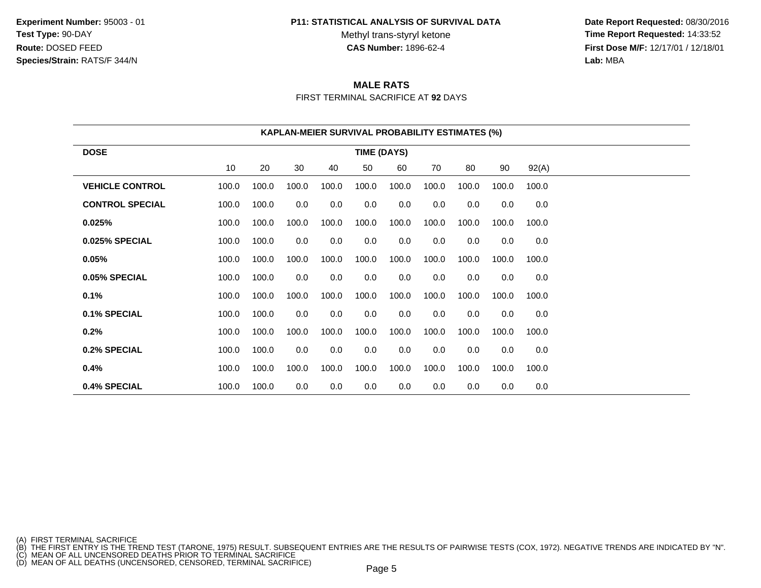**Experiment Number:** 95003 - 01
**Test Type:** 90-DAY
**Route:** DOSED FEED
**Species/Strain:** RATS/F 344/N

**P11: STATISTICAL ANALYSIS OF SURVIVAL DATA**
Methyl trans-styryl ketone
**CAS Number:** 1896-62-4

**Date Report Requested:** 08/30/2016
**Time Report Requested:** 14:33:52
**First Dose M/F:** 12/17/01 / 12/18/01
**Lab:** MBA

## MALE RATS

FIRST TERMINAL SACRIFICE AT **92** DAYS

### KAPLAN-MEIER SURVIVAL PROBABILITY ESTIMATES (%)

| DOSE | TIME (DAYS) | | | | | | | | | |
|---|---|---|---|---|---|---|---|---|---|---|
| | 10 | 20 | 30 | 40 | 50 | 60 | 70 | 80 | 90 | 92(A) |
| **VEHICLE CONTROL** | 100.0 | 100.0 | 100.0 | 100.0 | 100.0 | 100.0 | 100.0 | 100.0 | 100.0 | 100.0 |
| **CONTROL SPECIAL** | 100.0 | 100.0 | 0.0 | 0.0 | 0.0 | 0.0 | 0.0 | 0.0 | 0.0 | 0.0 |
| **0.025%** | 100.0 | 100.0 | 100.0 | 100.0 | 100.0 | 100.0 | 100.0 | 100.0 | 100.0 | 100.0 |
| **0.025% SPECIAL** | 100.0 | 100.0 | 0.0 | 0.0 | 0.0 | 0.0 | 0.0 | 0.0 | 0.0 | 0.0 |
| **0.05%** | 100.0 | 100.0 | 100.0 | 100.0 | 100.0 | 100.0 | 100.0 | 100.0 | 100.0 | 100.0 |
| **0.05% SPECIAL** | 100.0 | 100.0 | 0.0 | 0.0 | 0.0 | 0.0 | 0.0 | 0.0 | 0.0 | 0.0 |
| **0.1%** | 100.0 | 100.0 | 100.0 | 100.0 | 100.0 | 100.0 | 100.0 | 100.0 | 100.0 | 100.0 |
| **0.1% SPECIAL** | 100.0 | 100.0 | 0.0 | 0.0 | 0.0 | 0.0 | 0.0 | 0.0 | 0.0 | 0.0 |
| **0.2%** | 100.0 | 100.0 | 100.0 | 100.0 | 100.0 | 100.0 | 100.0 | 100.0 | 100.0 | 100.0 |
| **0.2% SPECIAL** | 100.0 | 100.0 | 0.0 | 0.0 | 0.0 | 0.0 | 0.0 | 0.0 | 0.0 | 0.0 |
| **0.4%** | 100.0 | 100.0 | 100.0 | 100.0 | 100.0 | 100.0 | 100.0 | 100.0 | 100.0 | 100.0 |
| **0.4% SPECIAL** | 100.0 | 100.0 | 0.0 | 0.0 | 0.0 | 0.0 | 0.0 | 0.0 | 0.0 | 0.0 |

(A) FIRST TERMINAL SACRIFICE
(B) THE FIRST ENTRY IS THE TREND TEST (TARONE, 1975) RESULT. SUBSEQUENT ENTRIES ARE THE RESULTS OF PAIRWISE TESTS (COX, 1972). NEGATIVE TRENDS ARE INDICATED BY "N".
(C) MEAN OF ALL UNCENSORED DEATHS PRIOR TO TERMINAL SACRIFICE
(D) MEAN OF ALL DEATHS (UNCENSORED, CENSORED, TERMINAL SACRIFICE)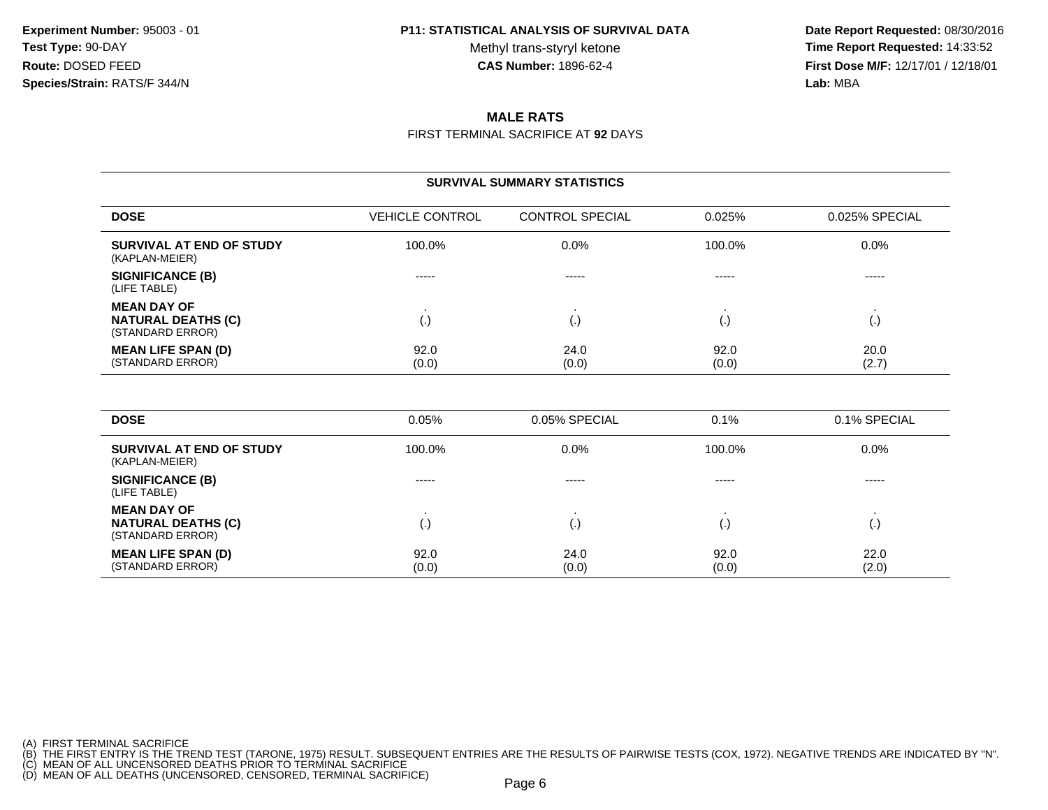**Experiment Number:** 95003 - 01
**Test Type:** 90-DAY
**Route:** DOSED FEED
**Species/Strain:** RATS/F 344/N

**P11: STATISTICAL ANALYSIS OF SURVIVAL DATA**
Methyl trans-styryl ketone
**CAS Number:** 1896-62-4

**Date Report Requested:** 08/30/2016
**Time Report Requested:** 14:33:52
**First Dose M/F:** 12/17/01 / 12/18/01
**Lab:** MBA

## MALE RATS

FIRST TERMINAL SACRIFICE AT **92** DAYS

### SURVIVAL SUMMARY STATISTICS

| DOSE | VEHICLE CONTROL | CONTROL SPECIAL | 0.025% | 0.025% SPECIAL |
|---|---|---|---|---|
| **SURVIVAL AT END OF STUDY** (KAPLAN-MEIER) | 100.0% | 0.0% | 100.0% | 0.0% |
| **SIGNIFICANCE (B)** (LIFE TABLE) | ----- | ----- | ----- | ----- |
| **MEAN DAY OF NATURAL DEATHS (C)** (STANDARD ERROR) | . (.) | . (.) | . (.) | . (.) |
| **MEAN LIFE SPAN (D)** (STANDARD ERROR) | 92.0 (0.0) | 24.0 (0.0) | 92.0 (0.0) | 20.0 (2.7) |

| DOSE | 0.05% | 0.05% SPECIAL | 0.1% | 0.1% SPECIAL |
|---|---|---|---|---|
| **SURVIVAL AT END OF STUDY** (KAPLAN-MEIER) | 100.0% | 0.0% | 100.0% | 0.0% |
| **SIGNIFICANCE (B)** (LIFE TABLE) | ----- | ----- | ----- | ----- |
| **MEAN DAY OF NATURAL DEATHS (C)** (STANDARD ERROR) | . (.) | . (.) | . (.) | . (.) |
| **MEAN LIFE SPAN (D)** (STANDARD ERROR) | 92.0 (0.0) | 24.0 (0.0) | 92.0 (0.0) | 22.0 (2.0) |

(A) FIRST TERMINAL SACRIFICE
(B) THE FIRST ENTRY IS THE TREND TEST (TARONE, 1975) RESULT. SUBSEQUENT ENTRIES ARE THE RESULTS OF PAIRWISE TESTS (COX, 1972). NEGATIVE TRENDS ARE INDICATED BY "N".
(C) MEAN OF ALL UNCENSORED DEATHS PRIOR TO TERMINAL SACRIFICE
(D) MEAN OF ALL DEATHS (UNCENSORED, CENSORED, TERMINAL SACRIFICE)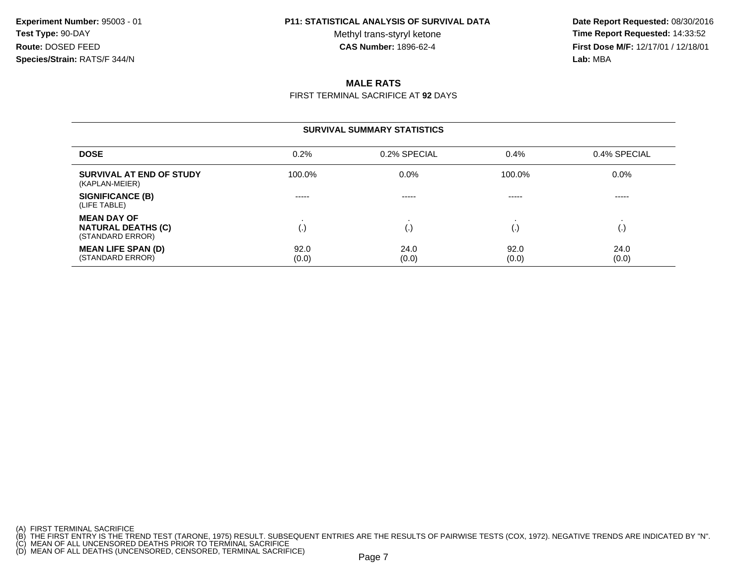**Experiment Number:** 95003 - 01
**Test Type:** 90-DAY
**Route:** DOSED FEED
**Species/Strain:** RATS/F 344/N

**P11: STATISTICAL ANALYSIS OF SURVIVAL DATA**
Methyl trans-styryl ketone
**CAS Number:** 1896-62-4

**Date Report Requested:** 08/30/2016
**Time Report Requested:** 14:33:52
**First Dose M/F:** 12/17/01 / 12/18/01
**Lab:** MBA

## MALE RATS

FIRST TERMINAL SACRIFICE AT **92** DAYS

### SURVIVAL SUMMARY STATISTICS

| DOSE | 0.2% | 0.2% SPECIAL | 0.4% | 0.4% SPECIAL |
|---|---|---|---|---|
| **SURVIVAL AT END OF STUDY** (KAPLAN-MEIER) | 100.0% | 0.0% | 100.0% | 0.0% |
| **SIGNIFICANCE (B)** (LIFE TABLE) | ----- | ----- | ----- | ----- |
| **MEAN DAY OF NATURAL DEATHS (C)** (STANDARD ERROR) | . (.) | . (.) | . (.) | . (.) |
| **MEAN LIFE SPAN (D)** (STANDARD ERROR) | 92.0 (0.0) | 24.0 (0.0) | 92.0 (0.0) | 24.0 (0.0) |

(A) FIRST TERMINAL SACRIFICE
(B) THE FIRST ENTRY IS THE TREND TEST (TARONE, 1975) RESULT. SUBSEQUENT ENTRIES ARE THE RESULTS OF PAIRWISE TESTS (COX, 1972). NEGATIVE TRENDS ARE INDICATED BY "N".
(C) MEAN OF ALL UNCENSORED DEATHS PRIOR TO TERMINAL SACRIFICE
(D) MEAN OF ALL DEATHS (UNCENSORED, CENSORED, TERMINAL SACRIFICE)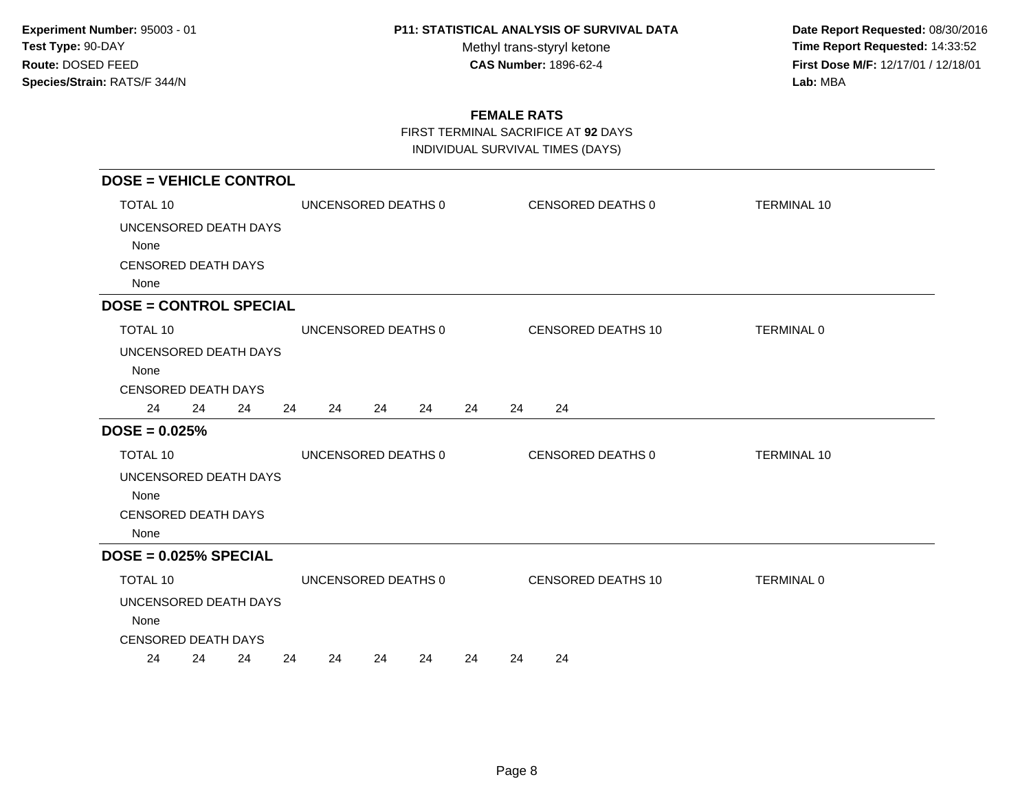**Experiment Number:** 95003 - 01
**Test Type:** 90-DAY
**Route:** DOSED FEED
**Species/Strain:** RATS/F 344/N

**P11: STATISTICAL ANALYSIS OF SURVIVAL DATA**
Methyl trans-styryl ketone
**CAS Number:** 1896-62-4

**Date Report Requested:** 08/30/2016
**Time Report Requested:** 14:33:52
**First Dose M/F:** 12/17/01 / 12/18/01
**Lab:** MBA

## FEMALE RATS

FIRST TERMINAL SACRIFICE AT **92** DAYS
INDIVIDUAL SURVIVAL TIMES (DAYS)

### DOSE = VEHICLE CONTROL

TOTAL 10 | UNCENSORED DEATHS 0 | CENSORED DEATHS 0 | TERMINAL 10

UNCENSORED DEATH DAYS
None

CENSORED DEATH DAYS
None

### DOSE = CONTROL SPECIAL

TOTAL 10 | UNCENSORED DEATHS 0 | CENSORED DEATHS 10 | TERMINAL 0

UNCENSORED DEATH DAYS
None

CENSORED DEATH DAYS
24 24 24 24 24 24 24 24 24 24

### DOSE = 0.025%

TOTAL 10 | UNCENSORED DEATHS 0 | CENSORED DEATHS 0 | TERMINAL 10

UNCENSORED DEATH DAYS
None

CENSORED DEATH DAYS
None

### DOSE = 0.025% SPECIAL

TOTAL 10 | UNCENSORED DEATHS 0 | CENSORED DEATHS 10 | TERMINAL 0

UNCENSORED DEATH DAYS
None

CENSORED DEATH DAYS
24 24 24 24 24 24 24 24 24 24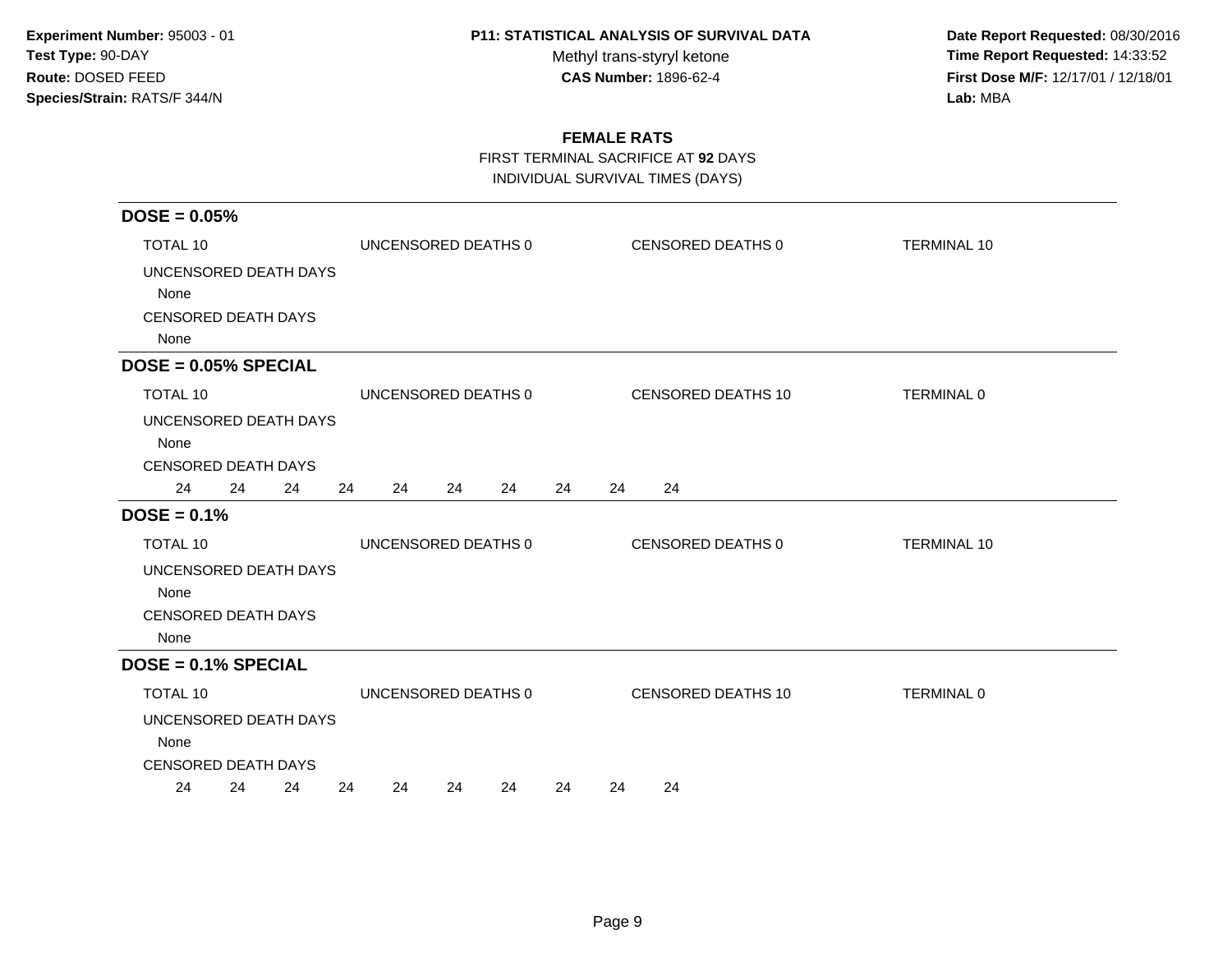**Experiment Number:** 95003 - 01
**Test Type:** 90-DAY
**Route:** DOSED FEED
**Species/Strain:** RATS/F 344/N

**P11: STATISTICAL ANALYSIS OF SURVIVAL DATA**
Methyl trans-styryl ketone
**CAS Number:** 1896-62-4

**Date Report Requested:** 08/30/2016
**Time Report Requested:** 14:33:52
**First Dose M/F:** 12/17/01 / 12/18/01
**Lab:** MBA

## FEMALE RATS

FIRST TERMINAL SACRIFICE AT **92** DAYS
INDIVIDUAL SURVIVAL TIMES (DAYS)

---

### DOSE = 0.05%

TOTAL 10 | UNCENSORED DEATHS 0 | CENSORED DEATHS 0 | TERMINAL 10

UNCENSORED DEATH DAYS
None

CENSORED DEATH DAYS
None

---

### DOSE = 0.05% SPECIAL

TOTAL 10 | UNCENSORED DEATHS 0 | CENSORED DEATHS 10 | TERMINAL 0

UNCENSORED DEATH DAYS
None

CENSORED DEATH DAYS
24 24 24 24 24 24 24 24 24 24

---

### DOSE = 0.1%

TOTAL 10 | UNCENSORED DEATHS 0 | CENSORED DEATHS 0 | TERMINAL 10

UNCENSORED DEATH DAYS
None

CENSORED DEATH DAYS
None

---

### DOSE = 0.1% SPECIAL

TOTAL 10 | UNCENSORED DEATHS 0 | CENSORED DEATHS 10 | TERMINAL 0

UNCENSORED DEATH DAYS
None

CENSORED DEATH DAYS
24 24 24 24 24 24 24 24 24 24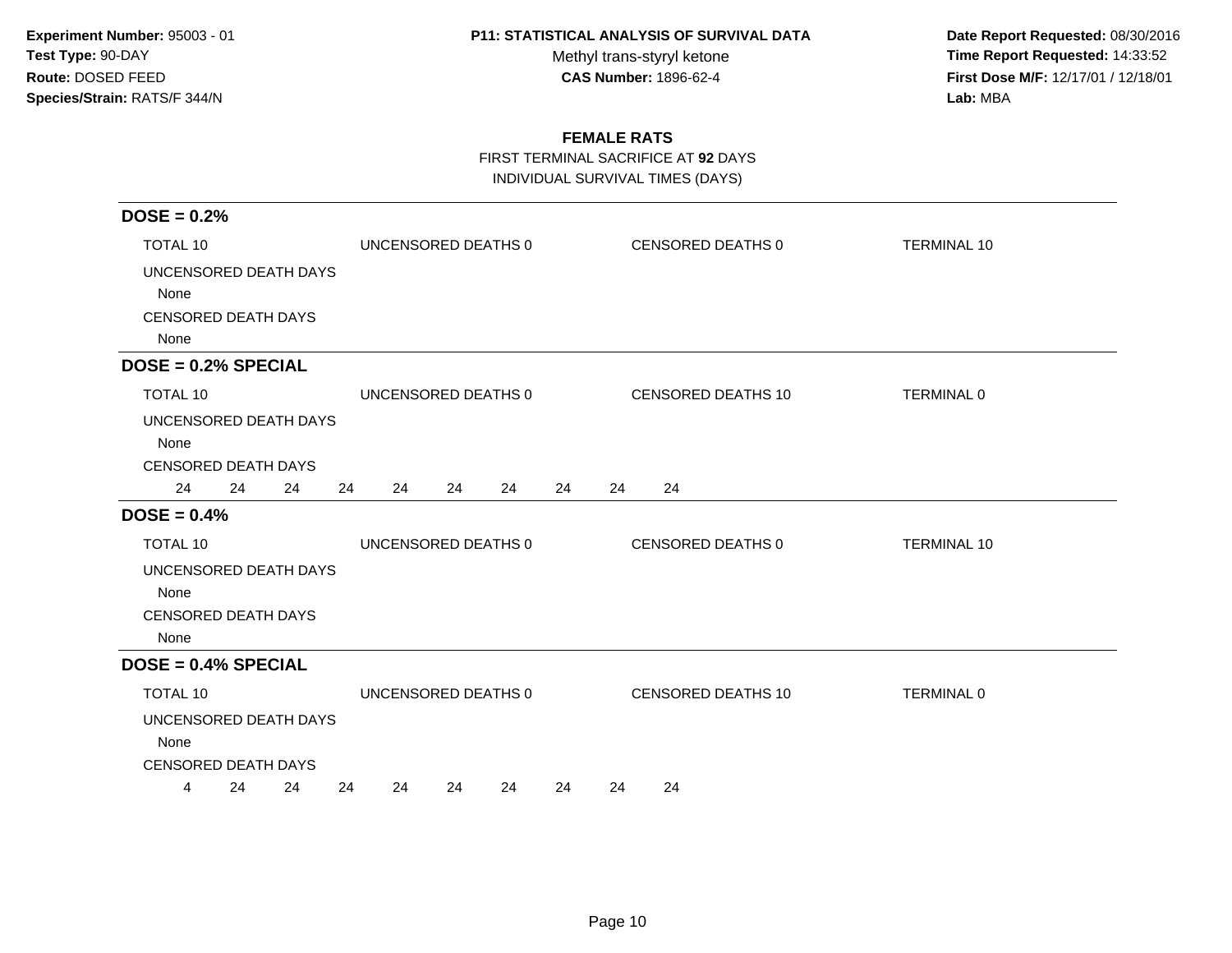**Experiment Number:** 95003 - 01
**Test Type:** 90-DAY
**Route:** DOSED FEED
**Species/Strain:** RATS/F 344/N

**P11: STATISTICAL ANALYSIS OF SURVIVAL DATA**
Methyl trans-styryl ketone
**CAS Number:** 1896-62-4

**Date Report Requested:** 08/30/2016
**Time Report Requested:** 14:33:52
**First Dose M/F:** 12/17/01 / 12/18/01
**Lab:** MBA

## FEMALE RATS

FIRST TERMINAL SACRIFICE AT **92** DAYS
INDIVIDUAL SURVIVAL TIMES (DAYS)

### DOSE = 0.2%

TOTAL 10 | UNCENSORED DEATHS 0 | CENSORED DEATHS 0 | TERMINAL 10

UNCENSORED DEATH DAYS
None

CENSORED DEATH DAYS
None

### DOSE = 0.2% SPECIAL

TOTAL 10 | UNCENSORED DEATHS 0 | CENSORED DEATHS 10 | TERMINAL 0

UNCENSORED DEATH DAYS
None

CENSORED DEATH DAYS
24 24 24 24 24 24 24 24 24 24

### DOSE = 0.4%

TOTAL 10 | UNCENSORED DEATHS 0 | CENSORED DEATHS 0 | TERMINAL 10

UNCENSORED DEATH DAYS
None

CENSORED DEATH DAYS
None

### DOSE = 0.4% SPECIAL

TOTAL 10 | UNCENSORED DEATHS 0 | CENSORED DEATHS 10 | TERMINAL 0

UNCENSORED DEATH DAYS
None

CENSORED DEATH DAYS
4 24 24 24 24 24 24 24 24 24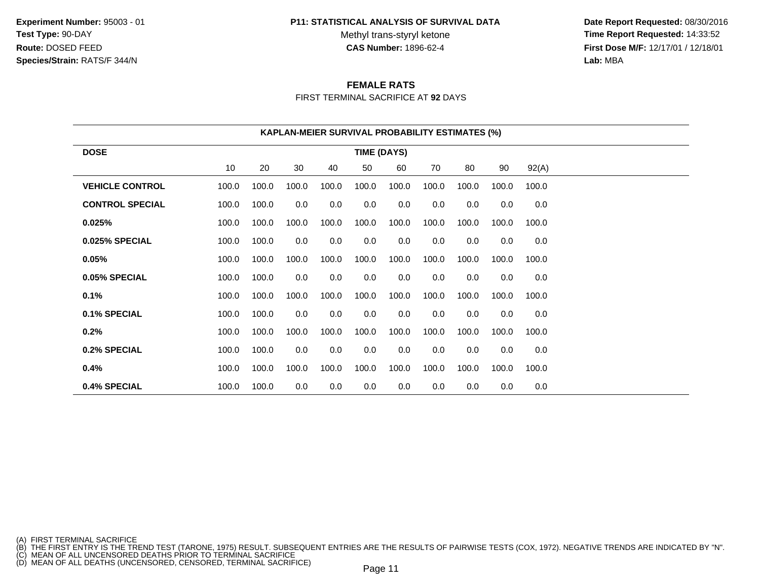**Experiment Number:** 95003 - 01
**Test Type:** 90-DAY
**Route:** DOSED FEED
**Species/Strain:** RATS/F 344/N

**P11: STATISTICAL ANALYSIS OF SURVIVAL DATA**
Methyl trans-styryl ketone
**CAS Number:** 1896-62-4

**Date Report Requested:** 08/30/2016
**Time Report Requested:** 14:33:52
**First Dose M/F:** 12/17/01 / 12/18/01
**Lab:** MBA

## FEMALE RATS

FIRST TERMINAL SACRIFICE AT **92** DAYS

### KAPLAN-MEIER SURVIVAL PROBABILITY ESTIMATES (%)

| DOSE | TIME (DAYS) | | | | | | | | | |
|---|---|---|---|---|---|---|---|---|---|---|
| | 10 | 20 | 30 | 40 | 50 | 60 | 70 | 80 | 90 | 92(A) |
| **VEHICLE CONTROL** | 100.0 | 100.0 | 100.0 | 100.0 | 100.0 | 100.0 | 100.0 | 100.0 | 100.0 | 100.0 |
| **CONTROL SPECIAL** | 100.0 | 100.0 | 0.0 | 0.0 | 0.0 | 0.0 | 0.0 | 0.0 | 0.0 | 0.0 |
| **0.025%** | 100.0 | 100.0 | 100.0 | 100.0 | 100.0 | 100.0 | 100.0 | 100.0 | 100.0 | 100.0 |
| **0.025% SPECIAL** | 100.0 | 100.0 | 0.0 | 0.0 | 0.0 | 0.0 | 0.0 | 0.0 | 0.0 | 0.0 |
| **0.05%** | 100.0 | 100.0 | 100.0 | 100.0 | 100.0 | 100.0 | 100.0 | 100.0 | 100.0 | 100.0 |
| **0.05% SPECIAL** | 100.0 | 100.0 | 0.0 | 0.0 | 0.0 | 0.0 | 0.0 | 0.0 | 0.0 | 0.0 |
| **0.1%** | 100.0 | 100.0 | 100.0 | 100.0 | 100.0 | 100.0 | 100.0 | 100.0 | 100.0 | 100.0 |
| **0.1% SPECIAL** | 100.0 | 100.0 | 0.0 | 0.0 | 0.0 | 0.0 | 0.0 | 0.0 | 0.0 | 0.0 |
| **0.2%** | 100.0 | 100.0 | 100.0 | 100.0 | 100.0 | 100.0 | 100.0 | 100.0 | 100.0 | 100.0 |
| **0.2% SPECIAL** | 100.0 | 100.0 | 0.0 | 0.0 | 0.0 | 0.0 | 0.0 | 0.0 | 0.0 | 0.0 |
| **0.4%** | 100.0 | 100.0 | 100.0 | 100.0 | 100.0 | 100.0 | 100.0 | 100.0 | 100.0 | 100.0 |
| **0.4% SPECIAL** | 100.0 | 100.0 | 0.0 | 0.0 | 0.0 | 0.0 | 0.0 | 0.0 | 0.0 | 0.0 |

(A) FIRST TERMINAL SACRIFICE
(B) THE FIRST ENTRY IS THE TREND TEST (TARONE, 1975) RESULT. SUBSEQUENT ENTRIES ARE THE RESULTS OF PAIRWISE TESTS (COX, 1972). NEGATIVE TRENDS ARE INDICATED BY "N".
(C) MEAN OF ALL UNCENSORED DEATHS PRIOR TO TERMINAL SACRIFICE
(D) MEAN OF ALL DEATHS (UNCENSORED, CENSORED, TERMINAL SACRIFICE)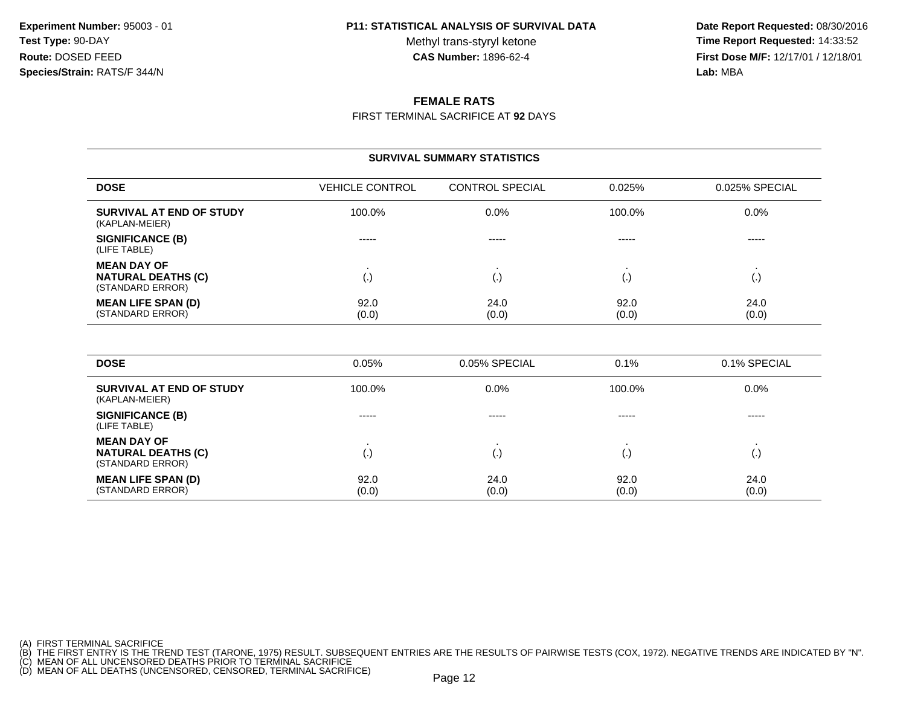**Experiment Number:** 95003 - 01
**Test Type:** 90-DAY
**Route:** DOSED FEED
**Species/Strain:** RATS/F 344/N

**P11: STATISTICAL ANALYSIS OF SURVIVAL DATA**
Methyl trans-styryl ketone
**CAS Number:** 1896-62-4

**Date Report Requested:** 08/30/2016
**Time Report Requested:** 14:33:52
**First Dose M/F:** 12/17/01 / 12/18/01
**Lab:** MBA

## FEMALE RATS

FIRST TERMINAL SACRIFICE AT **92** DAYS

### SURVIVAL SUMMARY STATISTICS

| DOSE | VEHICLE CONTROL | CONTROL SPECIAL | 0.025% | 0.025% SPECIAL |
|---|---|---|---|---|
| **SURVIVAL AT END OF STUDY** (KAPLAN-MEIER) | 100.0% | 0.0% | 100.0% | 0.0% |
| **SIGNIFICANCE (B)** (LIFE TABLE) | ----- | ----- | ----- | ----- |
| **MEAN DAY OF NATURAL DEATHS (C)** (STANDARD ERROR) | . (.) | . (.) | . (.) | . (.) |
| **MEAN LIFE SPAN (D)** (STANDARD ERROR) | 92.0 (0.0) | 24.0 (0.0) | 92.0 (0.0) | 24.0 (0.0) |

| DOSE | 0.05% | 0.05% SPECIAL | 0.1% | 0.1% SPECIAL |
|---|---|---|---|---|
| **SURVIVAL AT END OF STUDY** (KAPLAN-MEIER) | 100.0% | 0.0% | 100.0% | 0.0% |
| **SIGNIFICANCE (B)** (LIFE TABLE) | ----- | ----- | ----- | ----- |
| **MEAN DAY OF NATURAL DEATHS (C)** (STANDARD ERROR) | . (.) | . (.) | . (.) | . (.) |
| **MEAN LIFE SPAN (D)** (STANDARD ERROR) | 92.0 (0.0) | 24.0 (0.0) | 92.0 (0.0) | 24.0 (0.0) |

(A) FIRST TERMINAL SACRIFICE
(B) THE FIRST ENTRY IS THE TREND TEST (TARONE, 1975) RESULT. SUBSEQUENT ENTRIES ARE THE RESULTS OF PAIRWISE TESTS (COX, 1972). NEGATIVE TRENDS ARE INDICATED BY "N".
(C) MEAN OF ALL UNCENSORED DEATHS PRIOR TO TERMINAL SACRIFICE
(D) MEAN OF ALL DEATHS (UNCENSORED, CENSORED, TERMINAL SACRIFICE)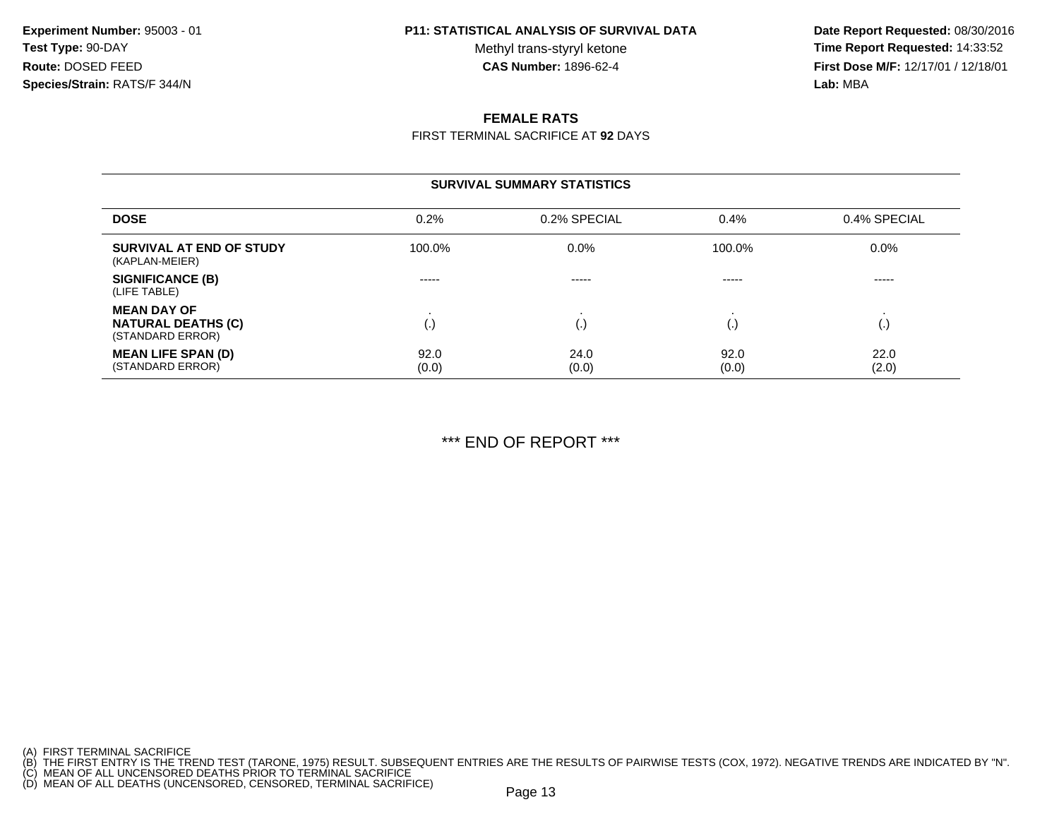**Experiment Number:** 95003 - 01
**Test Type:** 90-DAY
**Route:** DOSED FEED
**Species/Strain:** RATS/F 344/N

**P11: STATISTICAL ANALYSIS OF SURVIVAL DATA**
Methyl trans-styryl ketone
**CAS Number:** 1896-62-4

**Date Report Requested:** 08/30/2016
**Time Report Requested:** 14:33:52
**First Dose M/F:** 12/17/01 / 12/18/01
**Lab:** MBA

## FEMALE RATS

FIRST TERMINAL SACRIFICE AT **92** DAYS

### SURVIVAL SUMMARY STATISTICS

| DOSE | 0.2% | 0.2% SPECIAL | 0.4% | 0.4% SPECIAL |
|---|---|---|---|---|
| **SURVIVAL AT END OF STUDY** (KAPLAN-MEIER) | 100.0% | 0.0% | 100.0% | 0.0% |
| **SIGNIFICANCE (B)** (LIFE TABLE) | ----- | ----- | ----- | ----- |
| **MEAN DAY OF NATURAL DEATHS (C)** (STANDARD ERROR) | . (.) | . (.) | . (.) | . (.) |
| **MEAN LIFE SPAN (D)** (STANDARD ERROR) | 92.0 (0.0) | 24.0 (0.0) | 92.0 (0.0) | 22.0 (2.0) |

*** END OF REPORT ***

(A) FIRST TERMINAL SACRIFICE
(B) THE FIRST ENTRY IS THE TREND TEST (TARONE, 1975) RESULT. SUBSEQUENT ENTRIES ARE THE RESULTS OF PAIRWISE TESTS (COX, 1972). NEGATIVE TRENDS ARE INDICATED BY "N".
(C) MEAN OF ALL UNCENSORED DEATHS PRIOR TO TERMINAL SACRIFICE
(D) MEAN OF ALL DEATHS (UNCENSORED, CENSORED, TERMINAL SACRIFICE)